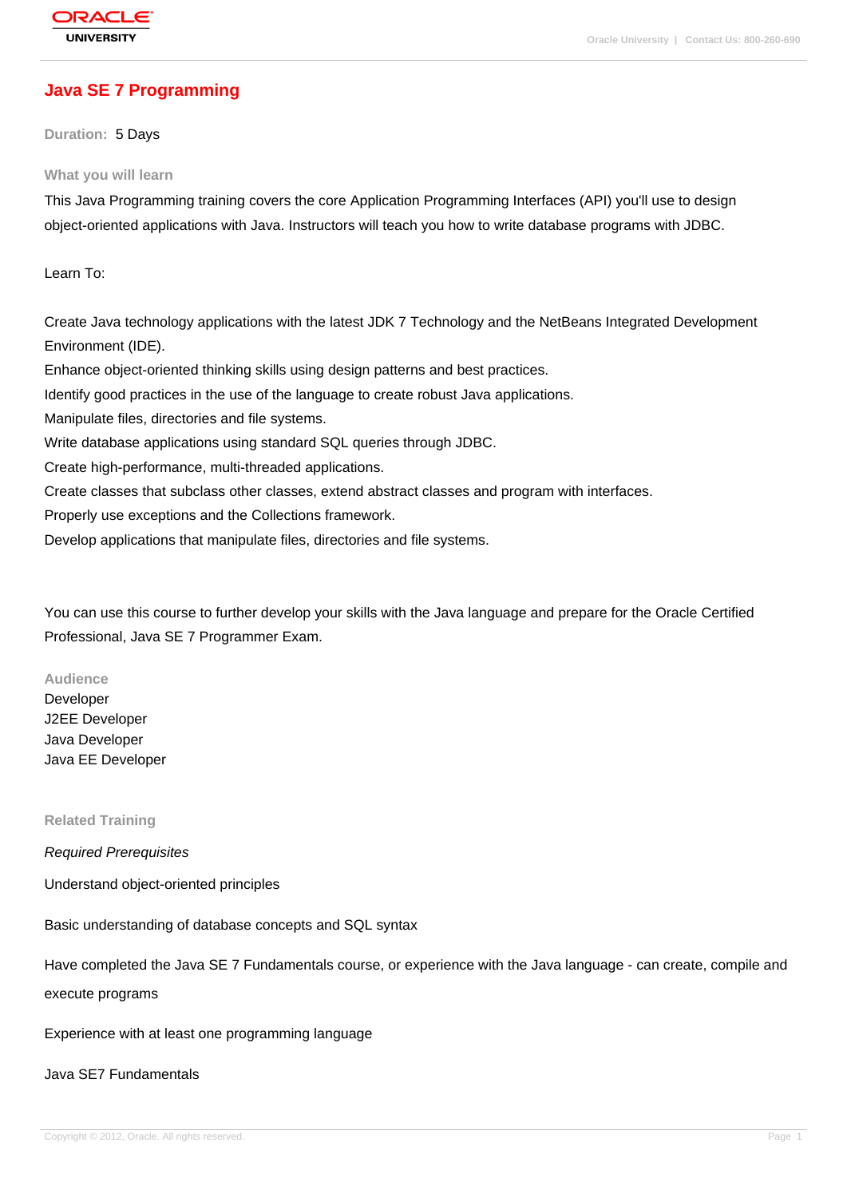# Java SE 7 Programming

**Duration:** 5 Days

### What you will learn

This Java Programming training covers the core Application Programming Interfaces (API) you'll use to design object-oriented applications with Java. Instructors will teach you how to write database programs with JDBC.

Learn To:

Create Java technology applications with the latest JDK 7 Technology and the NetBeans Integrated Development Environment (IDE).
Enhance object-oriented thinking skills using design patterns and best practices.
Identify good practices in the use of the language to create robust Java applications.
Manipulate files, directories and file systems.
Write database applications using standard SQL queries through JDBC.
Create high-performance, multi-threaded applications.
Create classes that subclass other classes, extend abstract classes and program with interfaces.
Properly use exceptions and the Collections framework.
Develop applications that manipulate files, directories and file systems.

You can use this course to further develop your skills with the Java language and prepare for the Oracle Certified Professional, Java SE 7 Programmer Exam.

### Audience

Developer
J2EE Developer
Java Developer
Java EE Developer

### Related Training

*Required Prerequisites*

Understand object-oriented principles

Basic understanding of database concepts and SQL syntax

Have completed the Java SE 7 Fundamentals course, or experience with the Java language - can create, compile and execute programs

Experience with at least one programming language

Java SE7 Fundamentals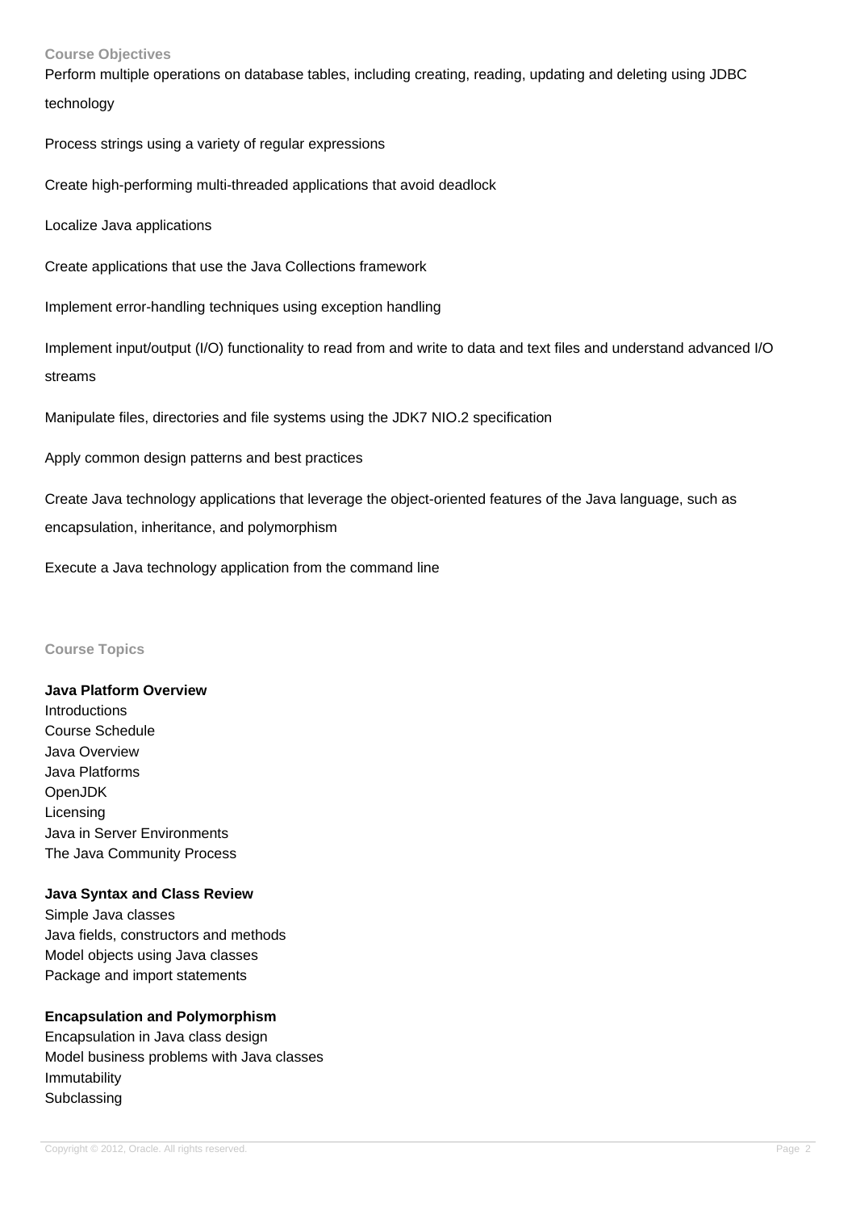## Course Objectives

Perform multiple operations on database tables, including creating, reading, updating and deleting using JDBC technology

Process strings using a variety of regular expressions

Create high-performing multi-threaded applications that avoid deadlock

Localize Java applications

Create applications that use the Java Collections framework

Implement error-handling techniques using exception handling

Implement input/output (I/O) functionality to read from and write to data and text files and understand advanced I/O streams

Manipulate files, directories and file systems using the JDK7 NIO.2 specification

Apply common design patterns and best practices

Create Java technology applications that leverage the object-oriented features of the Java language, such as encapsulation, inheritance, and polymorphism

Execute a Java technology application from the command line

## Course Topics

**Java Platform Overview**

Introductions
Course Schedule
Java Overview
Java Platforms
OpenJDK
Licensing
Java in Server Environments
The Java Community Process

**Java Syntax and Class Review**

Simple Java classes
Java fields, constructors and methods
Model objects using Java classes
Package and import statements

**Encapsulation and Polymorphism**

Encapsulation in Java class design
Model business problems with Java classes
Immutability
Subclassing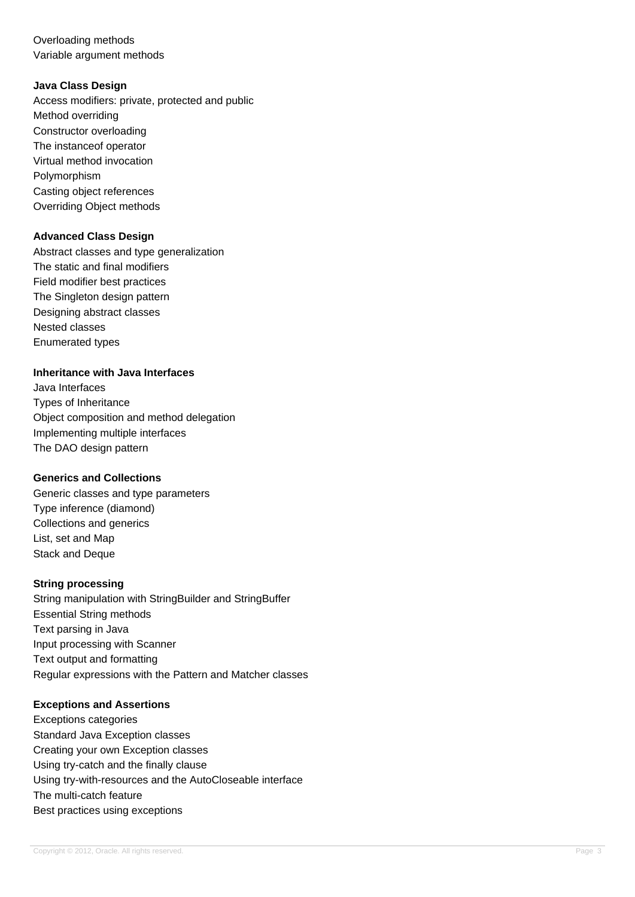Overloading methods
Variable argument methods

**Java Class Design**

Access modifiers: private, protected and public
Method overriding
Constructor overloading
The instanceof operator
Virtual method invocation
Polymorphism
Casting object references
Overriding Object methods

**Advanced Class Design**

Abstract classes and type generalization
The static and final modifiers
Field modifier best practices
The Singleton design pattern
Designing abstract classes
Nested classes
Enumerated types

**Inheritance with Java Interfaces**

Java Interfaces
Types of Inheritance
Object composition and method delegation
Implementing multiple interfaces
The DAO design pattern

**Generics and Collections**

Generic classes and type parameters
Type inference (diamond)
Collections and generics
List, set and Map
Stack and Deque

**String processing**

String manipulation with StringBuilder and StringBuffer
Essential String methods
Text parsing in Java
Input processing with Scanner
Text output and formatting
Regular expressions with the Pattern and Matcher classes

**Exceptions and Assertions**

Exceptions categories
Standard Java Exception classes
Creating your own Exception classes
Using try-catch and the finally clause
Using try-with-resources and the AutoCloseable interface
The multi-catch feature
Best practices using exceptions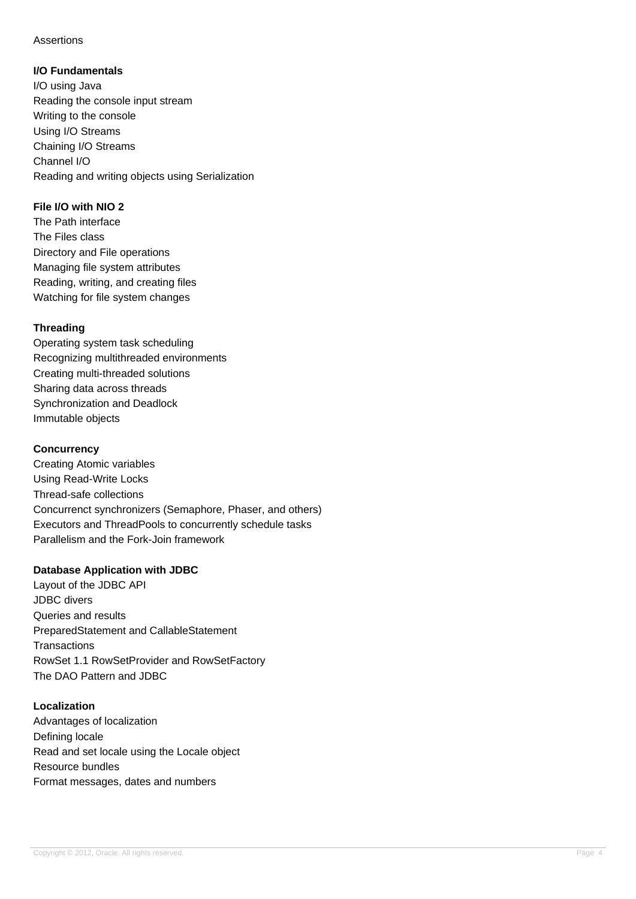Assertions

**I/O Fundamentals**

I/O using Java
Reading the console input stream
Writing to the console
Using I/O Streams
Chaining I/O Streams
Channel I/O
Reading and writing objects using Serialization

**File I/O with NIO 2**

The Path interface
The Files class
Directory and File operations
Managing file system attributes
Reading, writing, and creating files
Watching for file system changes

**Threading**

Operating system task scheduling
Recognizing multithreaded environments
Creating multi-threaded solutions
Sharing data across threads
Synchronization and Deadlock
Immutable objects

**Concurrency**

Creating Atomic variables
Using Read-Write Locks
Thread-safe collections
Concurrenct synchronizers (Semaphore, Phaser, and others)
Executors and ThreadPools to concurrently schedule tasks
Parallelism and the Fork-Join framework

**Database Application with JDBC**

Layout of the JDBC API
JDBC divers
Queries and results
PreparedStatement and CallableStatement
Transactions
RowSet 1.1 RowSetProvider and RowSetFactory
The DAO Pattern and JDBC

**Localization**

Advantages of localization
Defining locale
Read and set locale using the Locale object
Resource bundles
Format messages, dates and numbers